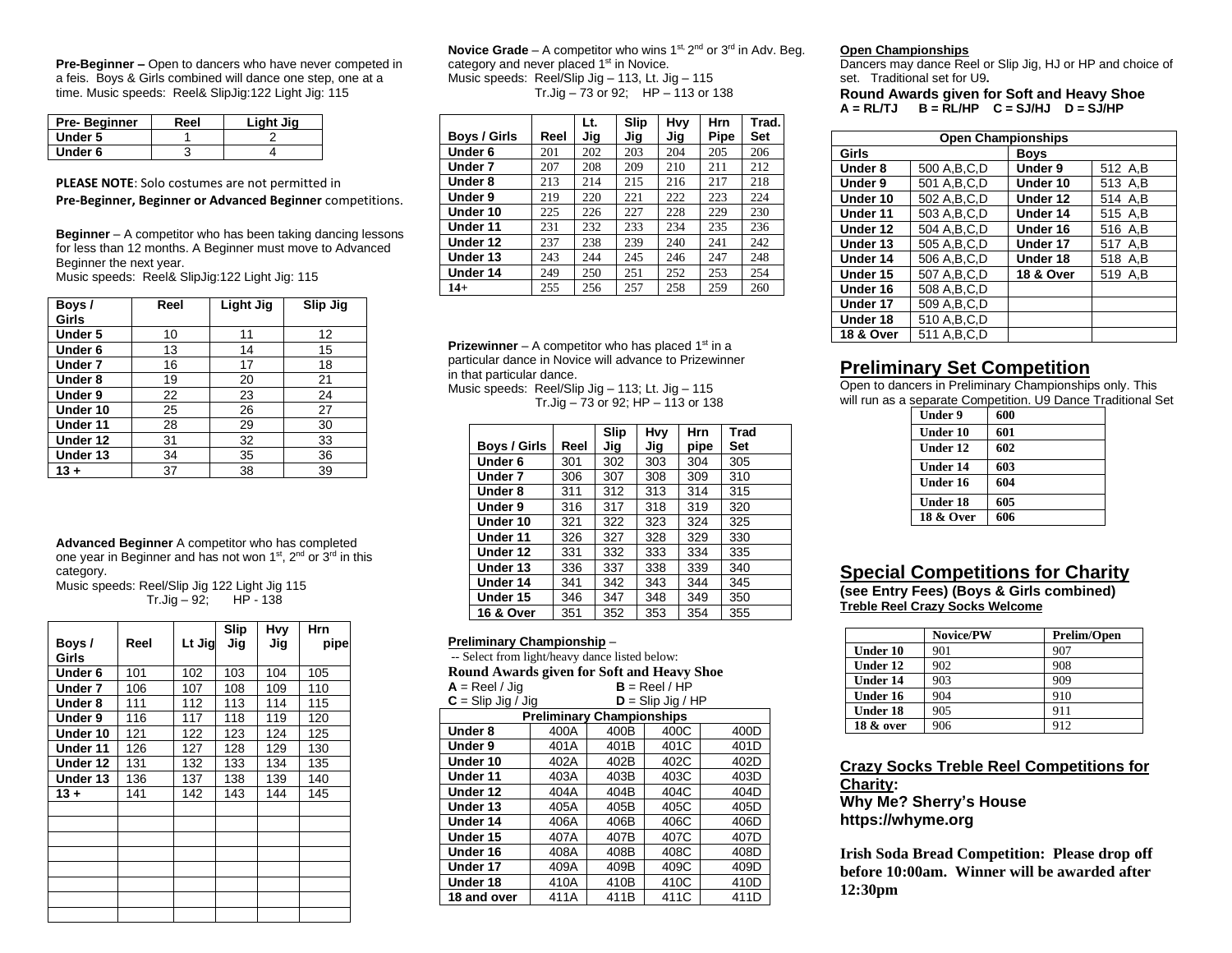**Pre-Beginner –** Open to dancers who have never competed in a feis. Boys & Girls combined will dance one step, one at a time. Music speeds: Reel& SlipJig:122 Light Jig: 115

| Pre- Beginner | Reel | Light Jig |
|---|---|---|
| Under 5 | 1 | 2 |
| Under 6 | 3 | 4 |

**PLEASE NOTE**: Solo costumes are not permitted in **Pre-Beginner, Beginner or Advanced Beginner** competitions.

**Beginner** – A competitor who has been taking dancing lessons for less than 12 months. A Beginner must move to Advanced Beginner the next year.
Music speeds: Reel& SlipJig:122 Light Jig: 115

| Boys / Girls | Reel | Light Jig | Slip Jig |
|---|---|---|---|
| Under 5 | 10 | 11 | 12 |
| Under 6 | 13 | 14 | 15 |
| Under 7 | 16 | 17 | 18 |
| Under 8 | 19 | 20 | 21 |
| Under 9 | 22 | 23 | 24 |
| Under 10 | 25 | 26 | 27 |
| Under 11 | 28 | 29 | 30 |
| Under 12 | 31 | 32 | 33 |
| Under 13 | 34 | 35 | 36 |
| 13 + | 37 | 38 | 39 |

**Advanced Beginner** A competitor who has completed one year in Beginner and has not won 1st, 2nd or 3rd in this category.
Music speeds: Reel/Slip Jig 122 Light Jig 115
Tr.Jig – 92; HP - 138

| Boys / Girls | Reel | Lt Jig | Slip Jig | Hvy Jig | Hrn pipe |
|---|---|---|---|---|---|
| Under 6 | 101 | 102 | 103 | 104 | 105 |
| Under 7 | 106 | 107 | 108 | 109 | 110 |
| Under 8 | 111 | 112 | 113 | 114 | 115 |
| Under 9 | 116 | 117 | 118 | 119 | 120 |
| Under 10 | 121 | 122 | 123 | 124 | 125 |
| Under 11 | 126 | 127 | 128 | 129 | 130 |
| Under 12 | 131 | 132 | 133 | 134 | 135 |
| Under 13 | 136 | 137 | 138 | 139 | 140 |
| 13 + | 141 | 142 | 143 | 144 | 145 |

**Novice Grade** – A competitor who wins 1st, 2nd or 3rd in Adv. Beg. category and never placed 1st in Novice.
Music speeds: Reel/Slip Jig – 113, Lt. Jig – 115
Tr.Jig – 73 or 92; HP – 113 or 138

| Boys / Girls | Reel | Lt. Jig | Slip Jig | Hvy Jig | Hrn Pipe | Trad. Set |
|---|---|---|---|---|---|---|
| Under 6 | 201 | 202 | 203 | 204 | 205 | 206 |
| Under 7 | 207 | 208 | 209 | 210 | 211 | 212 |
| Under 8 | 213 | 214 | 215 | 216 | 217 | 218 |
| Under 9 | 219 | 220 | 221 | 222 | 223 | 224 |
| Under 10 | 225 | 226 | 227 | 228 | 229 | 230 |
| Under 11 | 231 | 232 | 233 | 234 | 235 | 236 |
| Under 12 | 237 | 238 | 239 | 240 | 241 | 242 |
| Under 13 | 243 | 244 | 245 | 246 | 247 | 248 |
| Under 14 | 249 | 250 | 251 | 252 | 253 | 254 |
| 14+ | 255 | 256 | 257 | 258 | 259 | 260 |

**Prizewinner** – A competitor who has placed 1st in a particular dance in Novice will advance to Prizewinner in that particular dance.
Music speeds: Reel/Slip Jig – 113; Lt. Jig – 115
Tr.Jig – 73 or 92; HP – 113 or 138

| Boys / Girls | Reel | Slip Jig | Hvy Jig | Hrn pipe | Trad Set |
|---|---|---|---|---|---|
| Under 6 | 301 | 302 | 303 | 304 | 305 |
| Under 7 | 306 | 307 | 308 | 309 | 310 |
| Under 8 | 311 | 312 | 313 | 314 | 315 |
| Under 9 | 316 | 317 | 318 | 319 | 320 |
| Under 10 | 321 | 322 | 323 | 324 | 325 |
| Under 11 | 326 | 327 | 328 | 329 | 330 |
| Under 12 | 331 | 332 | 333 | 334 | 335 |
| Under 13 | 336 | 337 | 338 | 339 | 340 |
| Under 14 | 341 | 342 | 343 | 344 | 345 |
| Under 15 | 346 | 347 | 348 | 349 | 350 |
| 16 & Over | 351 | 352 | 353 | 354 | 355 |

**Preliminary Championship** –
-- Select from light/heavy dance listed below:

**Round Awards given for Soft and Heavy Shoe**

**A** = Reel / Jig **B** = Reel / HP
**C** = Slip Jig / Jig **D** = Slip Jig / HP

| Preliminary Championships | | | | |
|---|---|---|---|---|
| Under 8 | 400A | 400B | 400C | 400D |
| Under 9 | 401A | 401B | 401C | 401D |
| Under 10 | 402A | 402B | 402C | 402D |
| Under 11 | 403A | 403B | 403C | 403D |
| Under 12 | 404A | 404B | 404C | 404D |
| Under 13 | 405A | 405B | 405C | 405D |
| Under 14 | 406A | 406B | 406C | 406D |
| Under 15 | 407A | 407B | 407C | 407D |
| Under 16 | 408A | 408B | 408C | 408D |
| Under 17 | 409A | 409B | 409C | 409D |
| Under 18 | 410A | 410B | 410C | 410D |
| 18 and over | 411A | 411B | 411C | 411D |

**Open Championships**

Dancers may dance Reel or Slip Jig, HJ or HP and choice of set. Traditional set for U9**.**

**Round Awards given for Soft and Heavy Shoe**
**A = RL/TJ B = RL/HP C = SJ/HJ D = SJ/HP**

| Open Championships | | | |
|---|---|---|---|
| Girls | | Boys | |
| Under 8 | 500 A,B,C,D | Under 9 | 512 A,B |
| Under 9 | 501 A,B,C,D | Under 10 | 513 A,B |
| Under 10 | 502 A,B,C,D | Under 12 | 514 A,B |
| Under 11 | 503 A,B,C,D | Under 14 | 515 A,B |
| Under 12 | 504 A,B,C,D | Under 16 | 516 A,B |
| Under 13 | 505 A,B,C,D | Under 17 | 517 A,B |
| Under 14 | 506 A,B,C,D | Under 18 | 518 A,B |
| Under 15 | 507 A,B,C,D | 18 & Over | 519 A,B |
| Under 16 | 508 A,B,C,D | | |
| Under 17 | 509 A,B,C,D | | |
| Under 18 | 510 A,B,C,D | | |
| 18 & Over | 511 A,B,C,D | | |

## Preliminary Set Competition

Open to dancers in Preliminary Championships only. This will run as a separate Competition. U9 Dance Traditional Set

| | |
|---|---|
| Under 9 | 600 |
| Under 10 | 601 |
| Under 12 | 602 |
| Under 14 | 603 |
| Under 16 | 604 |
| Under 18 | 605 |
| 18 & Over | 606 |

## Special Competitions for Charity

**(see Entry Fees) (Boys & Girls combined)**
**Treble Reel Crazy Socks Welcome**

| | Novice/PW | Prelim/Open |
|---|---|---|
| Under 10 | 901 | 907 |
| Under 12 | 902 | 908 |
| Under 14 | 903 | 909 |
| Under 16 | 904 | 910 |
| Under 18 | 905 | 911 |
| 18 & over | 906 | 912 |

**Crazy Socks Treble Reel Competitions for Charity:**
**Why Me? Sherry's House**
**https://whyme.org**

**Irish Soda Bread Competition: Please drop off before 10:00am. Winner will be awarded after 12:30pm**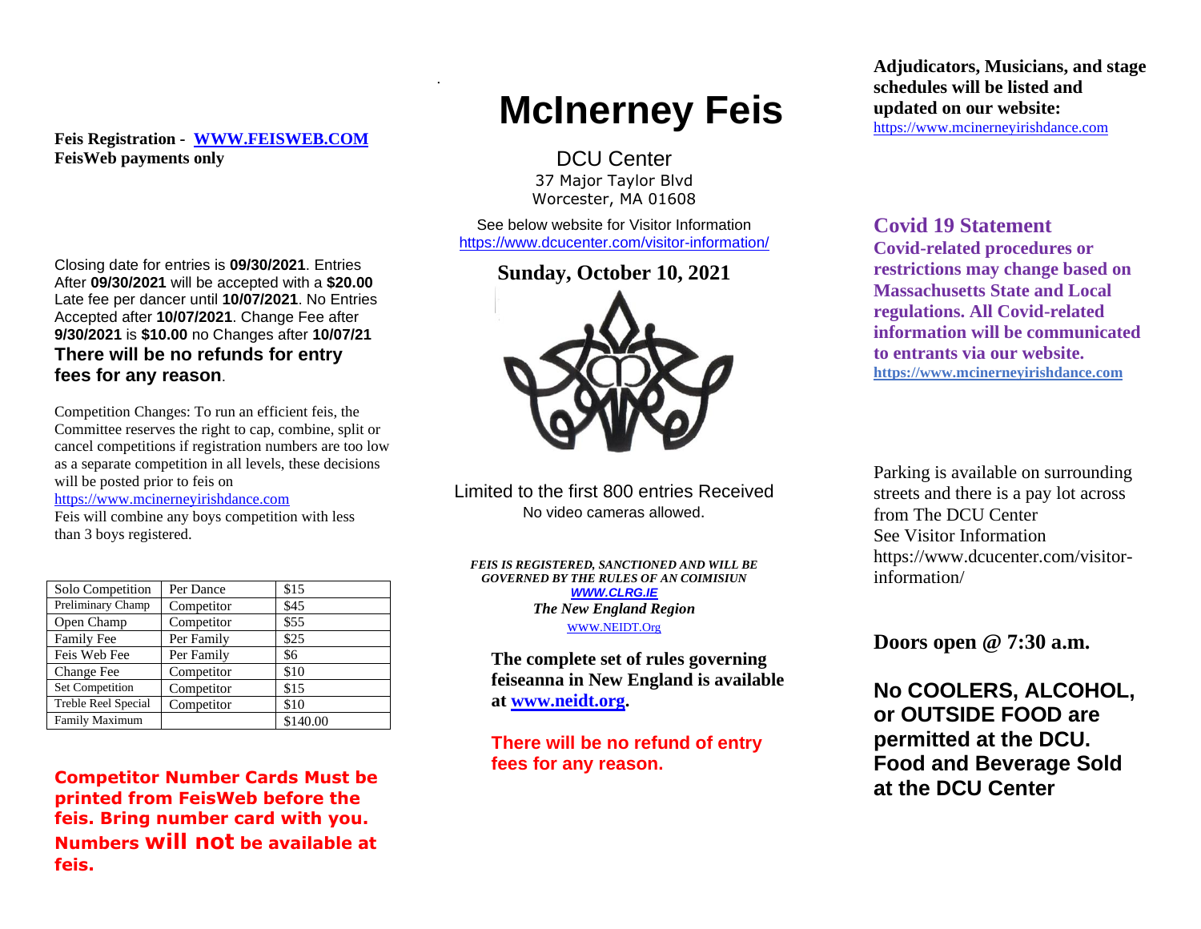**Feis Registration - [WWW.FEISWEB.COM](http://WWW.FEISWEB.COM)**
**FeisWeb payments only**

Closing date for entries is **09/30/2021**. Entries After **09/30/2021** will be accepted with a **$20.00** Late fee per dancer until **10/07/2021**. No Entries Accepted after **10/07/2021**. Change Fee after **9/30/2021** is **$10.00** no Changes after **10/07/21**
**There will be no refunds for entry fees for any reason**.

Competition Changes: To run an efficient feis, the Committee reserves the right to cap, combine, split or cancel competitions if registration numbers are too low as a separate competition in all levels, these decisions will be posted prior to feis on
https://www.mcinerneyirishdance.com
Feis will combine any boys competition with less than 3 boys registered.

| | | |
|---|---|---|
| Solo Competition | Per Dance | $15 |
| Preliminary Champ | Competitor | $45 |
| Open Champ | Competitor | $55 |
| Family Fee | Per Family | $25 |
| Feis Web Fee | Per Family | $6 |
| Change Fee | Competitor | $10 |
| Set Competition | Competitor | $15 |
| Treble Reel Special | Competitor | $10 |
| Family Maximum | | $140.00 |

**Competitor Number Cards Must be printed from FeisWeb before the feis. Bring number card with you. Numbers will not be available at feis.**

# McInerney Feis

DCU Center
37 Major Taylor Blvd
Worcester, MA 01608

See below website for Visitor Information
https://www.dcucenter.com/visitor-information/

**Sunday, October 10, 2021**

Limited to the first 800 entries Received
No video cameras allowed.

***FEIS IS REGISTERED, SANCTIONED AND WILL BE GOVERNED BY THE RULES OF AN COIMISIUN***
***[WWW.CLRG.IE](http://WWW.CLRG.IE)***
***The New England Region***
WWW.NEIDT.Org

**The complete set of rules governing feiseanna in New England is available at [www.neidt.org](http://www.neidt.org).**

**There will be no refund of entry fees for any reason.**

**Adjudicators, Musicians, and stage schedules will be listed and updated on our website:**
https://www.mcinerneyirishdance.com

## Covid 19 Statement

**Covid-related procedures or restrictions may change based on Massachusetts State and Local regulations. All Covid-related information will be communicated to entrants via our website.**
**https://www.mcinerneyirishdance.com**

Parking is available on surrounding streets and there is a pay lot across from The DCU Center
See Visitor Information
https://www.dcucenter.com/visitor-information/

**Doors open @ 7:30 a.m.**

**No COOLERS, ALCOHOL, or OUTSIDE FOOD are permitted at the DCU. Food and Beverage Sold at the DCU Center**